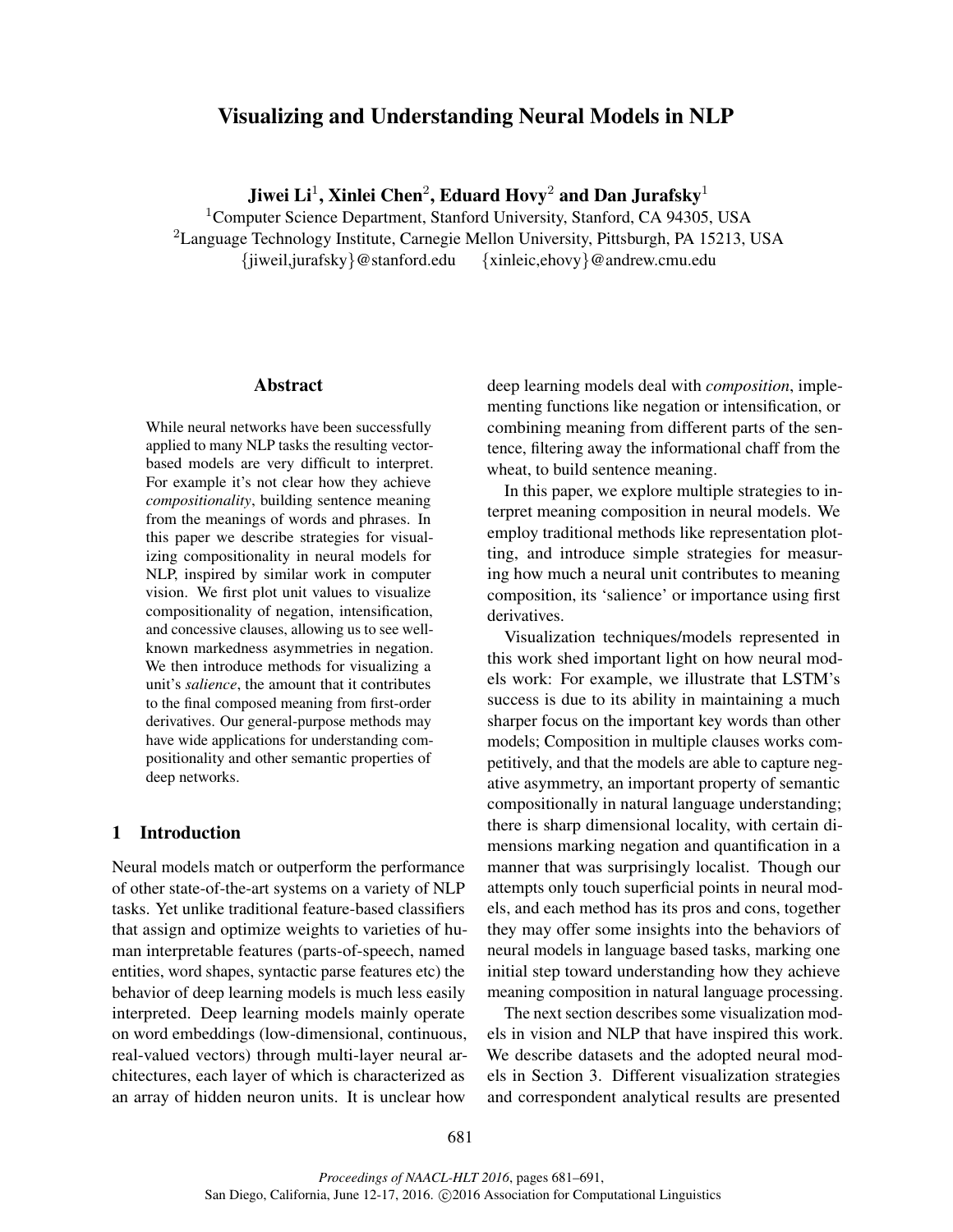# Visualizing and Understanding Neural Models in NLP

**Jiwei Li**[1], **Xinlei Chen**[2], **Eduard Hovy**[2] **and Dan Jurafsky**[1]

[1]Computer Science Department, Stanford University, Stanford, CA 94305, USA
[2]Language Technology Institute, Carnegie Mellon University, Pittsburgh, PA 15213, USA
{jiweil,jurafsky}@stanford.edu {xinleic,ehovy}@andrew.cmu.edu

## Abstract

While neural networks have been successfully applied to many NLP tasks the resulting vector-based models are very difficult to interpret. For example it's not clear how they achieve *compositionality*, building sentence meaning from the meanings of words and phrases. In this paper we describe strategies for visualizing compositionality in neural models for NLP, inspired by similar work in computer vision. We first plot unit values to visualize compositionality of negation, intensification, and concessive clauses, allowing us to see well-known markedness asymmetries in negation. We then introduce methods for visualizing a unit's *salience*, the amount that it contributes to the final composed meaning from first-order derivatives. Our general-purpose methods may have wide applications for understanding compositionality and other semantic properties of deep networks.

## 1 Introduction

Neural models match or outperform the performance of other state-of-the-art systems on a variety of NLP tasks. Yet unlike traditional feature-based classifiers that assign and optimize weights to varieties of human interpretable features (parts-of-speech, named entities, word shapes, syntactic parse features etc) the behavior of deep learning models is much less easily interpreted. Deep learning models mainly operate on word embeddings (low-dimensional, continuous, real-valued vectors) through multi-layer neural architectures, each layer of which is characterized as an array of hidden neuron units. It is unclear how deep learning models deal with *composition*, implementing functions like negation or intensification, or combining meaning from different parts of the sentence, filtering away the informational chaff from the wheat, to build sentence meaning.

In this paper, we explore multiple strategies to interpret meaning composition in neural models. We employ traditional methods like representation plotting, and introduce simple strategies for measuring how much a neural unit contributes to meaning composition, its 'salience' or importance using first derivatives.

Visualization techniques/models represented in this work shed important light on how neural models work: For example, we illustrate that LSTM's success is due to its ability in maintaining a much sharper focus on the important key words than other models; Composition in multiple clauses works competitively, and that the models are able to capture negative asymmetry, an important property of semantic compositionally in natural language understanding; there is sharp dimensional locality, with certain dimensions marking negation and quantification in a manner that was surprisingly localist. Though our attempts only touch superficial points in neural models, and each method has its pros and cons, together they may offer some insights into the behaviors of neural models in language based tasks, marking one initial step toward understanding how they achieve meaning composition in natural language processing.

The next section describes some visualization models in vision and NLP that have inspired this work. We describe datasets and the adopted neural models in Section 3. Different visualization strategies and correspondent analytical results are presented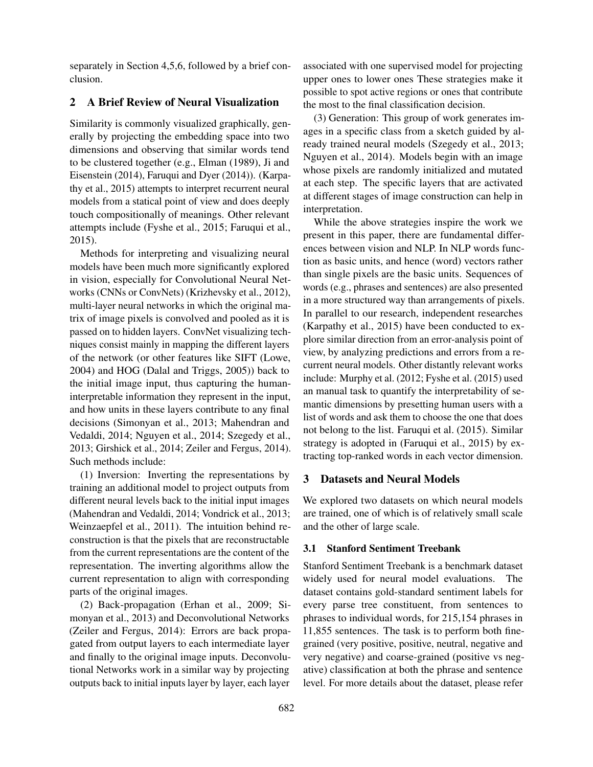separately in Section 4,5,6, followed by a brief conclusion.

## 2 A Brief Review of Neural Visualization

Similarity is commonly visualized graphically, generally by projecting the embedding space into two dimensions and observing that similar words tend to be clustered together (e.g., Elman (1989), Ji and Eisenstein (2014), Faruqui and Dyer (2014)). (Karpathy et al., 2015) attempts to interpret recurrent neural models from a statical point of view and does deeply touch compositionally of meanings. Other relevant attempts include (Fyshe et al., 2015; Faruqui et al., 2015).

Methods for interpreting and visualizing neural models have been much more significantly explored in vision, especially for Convolutional Neural Networks (CNNs or ConvNets) (Krizhevsky et al., 2012), multi-layer neural networks in which the original matrix of image pixels is convolved and pooled as it is passed on to hidden layers. ConvNet visualizing techniques consist mainly in mapping the different layers of the network (or other features like SIFT (Lowe, 2004) and HOG (Dalal and Triggs, 2005)) back to the initial image input, thus capturing the human-interpretable information they represent in the input, and how units in these layers contribute to any final decisions (Simonyan et al., 2013; Mahendran and Vedaldi, 2014; Nguyen et al., 2014; Szegedy et al., 2013; Girshick et al., 2014; Zeiler and Fergus, 2014). Such methods include:

(1) Inversion: Inverting the representations by training an additional model to project outputs from different neural levels back to the initial input images (Mahendran and Vedaldi, 2014; Vondrick et al., 2013; Weinzaepfel et al., 2011). The intuition behind reconstruction is that the pixels that are reconstructable from the current representations are the content of the representation. The inverting algorithms allow the current representation to align with corresponding parts of the original images.

(2) Back-propagation (Erhan et al., 2009; Simonyan et al., 2013) and Deconvolutional Networks (Zeiler and Fergus, 2014): Errors are back propagated from output layers to each intermediate layer and finally to the original image inputs. Deconvolutional Networks work in a similar way by projecting outputs back to initial inputs layer by layer, each layer associated with one supervised model for projecting upper ones to lower ones These strategies make it possible to spot active regions or ones that contribute the most to the final classification decision.

(3) Generation: This group of work generates images in a specific class from a sketch guided by already trained neural models (Szegedy et al., 2013; Nguyen et al., 2014). Models begin with an image whose pixels are randomly initialized and mutated at each step. The specific layers that are activated at different stages of image construction can help in interpretation.

While the above strategies inspire the work we present in this paper, there are fundamental differences between vision and NLP. In NLP words function as basic units, and hence (word) vectors rather than single pixels are the basic units. Sequences of words (e.g., phrases and sentences) are also presented in a more structured way than arrangements of pixels. In parallel to our research, independent researches (Karpathy et al., 2015) have been conducted to explore similar direction from an error-analysis point of view, by analyzing predictions and errors from a recurrent neural models. Other distantly relevant works include: Murphy et al. (2012; Fyshe et al. (2015) used an manual task to quantify the interpretability of semantic dimensions by presetting human users with a list of words and ask them to choose the one that does not belong to the list. Faruqui et al. (2015). Similar strategy is adopted in (Faruqui et al., 2015) by extracting top-ranked words in each vector dimension.

## 3 Datasets and Neural Models

We explored two datasets on which neural models are trained, one of which is of relatively small scale and the other of large scale.

### 3.1 Stanford Sentiment Treebank

Stanford Sentiment Treebank is a benchmark dataset widely used for neural model evaluations. The dataset contains gold-standard sentiment labels for every parse tree constituent, from sentences to phrases to individual words, for 215,154 phrases in 11,855 sentences. The task is to perform both fine-grained (very positive, positive, neutral, negative and very negative) and coarse-grained (positive vs negative) classification at both the phrase and sentence level. For more details about the dataset, please refer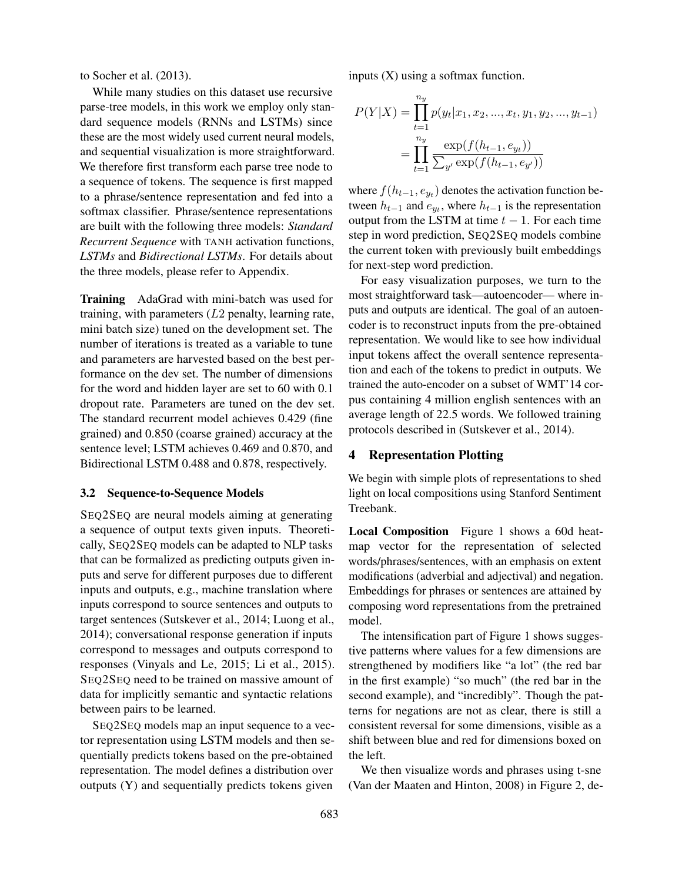to Socher et al. (2013).

While many studies on this dataset use recursive parse-tree models, in this work we employ only standard sequence models (RNNs and LSTMs) since these are the most widely used current neural models, and sequential visualization is more straightforward. We therefore first transform each parse tree node to a sequence of tokens. The sequence is first mapped to a phrase/sentence representation and fed into a softmax classifier. Phrase/sentence representations are built with the following three models: ***Standard Recurrent Sequence*** with TANH activation functions, ***LSTMs*** and ***Bidirectional LSTMs***. For details about the three models, please refer to Appendix.

**Training** AdaGrad with mini-batch was used for training, with parameters ($L2$ penalty, learning rate, mini batch size) tuned on the development set. The number of iterations is treated as a variable to tune and parameters are harvested based on the best performance on the dev set. The number of dimensions for the word and hidden layer are set to 60 with 0.1 dropout rate. Parameters are tuned on the dev set. The standard recurrent model achieves 0.429 (fine grained) and 0.850 (coarse grained) accuracy at the sentence level; LSTM achieves 0.469 and 0.870, and Bidirectional LSTM 0.488 and 0.878, respectively.

### 3.2 Sequence-to-Sequence Models

SEQ2SEQ are neural models aiming at generating a sequence of output texts given inputs. Theoretically, SEQ2SEQ models can be adapted to NLP tasks that can be formalized as predicting outputs given inputs and serve for different purposes due to different inputs and outputs, e.g., machine translation where inputs correspond to source sentences and outputs to target sentences (Sutskever et al., 2014; Luong et al., 2014); conversational response generation if inputs correspond to messages and outputs correspond to responses (Vinyals and Le, 2015; Li et al., 2015). SEQ2SEQ need to be trained on massive amount of data for implicitly semantic and syntactic relations between pairs to be learned.

SEQ2SEQ models map an input sequence to a vector representation using LSTM models and then sequentially predicts tokens based on the pre-obtained representation. The model defines a distribution over outputs (Y) and sequentially predicts tokens given inputs (X) using a softmax function.

$$
\begin{aligned}
P(Y|X) &= \prod_{t=1}^{n_y} p(y_t|x_1, x_2, ..., x_t, y_1, y_2, ..., y_{t-1}) \\
&= \prod_{t=1}^{n_y} \frac{\exp(f(h_{t-1}, e_{y_t}))}{\sum_{y'} \exp(f(h_{t-1}, e_{y'}))}
\end{aligned}
$$

where $f(h_{t-1}, e_{y_t})$ denotes the activation function between $h_{t-1}$ and $e_{y_t}$, where $h_{t-1}$ is the representation output from the LSTM at time $t-1$. For each time step in word prediction, SEQ2SEQ models combine the current token with previously built embeddings for next-step word prediction.

For easy visualization purposes, we turn to the most straightforward task—autoencoder— where inputs and outputs are identical. The goal of an autoencoder is to reconstruct inputs from the pre-obtained representation. We would like to see how individual input tokens affect the overall sentence representation and each of the tokens to predict in outputs. We trained the auto-encoder on a subset of WMT'14 corpus containing 4 million english sentences with an average length of 22.5 words. We followed training protocols described in (Sutskever et al., 2014).

## 4 Representation Plotting

We begin with simple plots of representations to shed light on local compositions using Stanford Sentiment Treebank.

**Local Composition** Figure 1 shows a 60d heatmap vector for the representation of selected words/phrases/sentences, with an emphasis on extent modifications (adverbial and adjectival) and negation. Embeddings for phrases or sentences are attained by composing word representations from the pretrained model.

The intensification part of Figure 1 shows suggestive patterns where values for a few dimensions are strengthened by modifiers like "a lot" (the red bar in the first example) "so much" (the red bar in the second example), and "incredibly". Though the patterns for negations are not as clear, there is still a consistent reversal for some dimensions, visible as a shift between blue and red for dimensions boxed on the left.

We then visualize words and phrases using t-sne (Van der Maaten and Hinton, 2008) in Figure 2, de-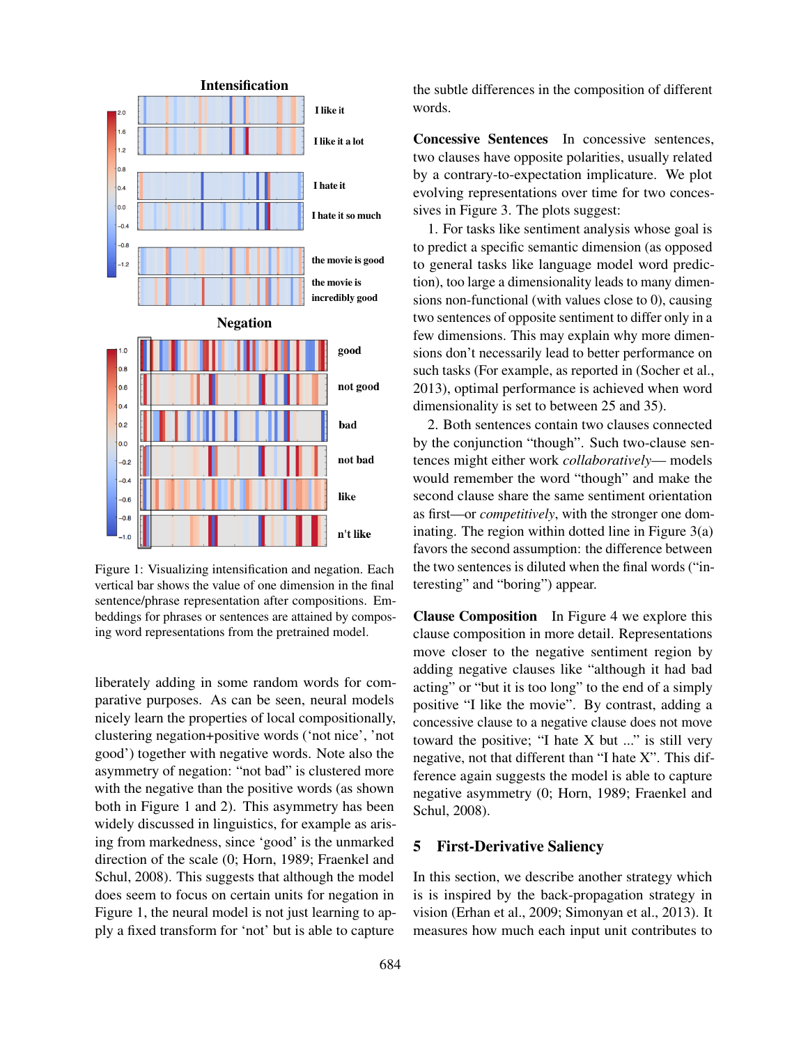Figure 1: Visualizing intensification and negation. Each vertical bar shows the value of one dimension in the final sentence/phrase representation after compositions. Embeddings for phrases or sentences are attained by composing word representations from the pretrained model.

liberately adding in some random words for comparative purposes. As can be seen, neural models nicely learn the properties of local compositionally, clustering negation+positive words ('not nice', 'not good') together with negative words. Note also the asymmetry of negation: "not bad" is clustered more with the negative than the positive words (as shown both in Figure 1 and 2). This asymmetry has been widely discussed in linguistics, for example as arising from markedness, since 'good' is the unmarked direction of the scale (0; Horn, 1989; Fraenkel and Schul, 2008). This suggests that although the model does seem to focus on certain units for negation in Figure 1, the neural model is not just learning to apply a fixed transform for 'not' but is able to capture the subtle differences in the composition of different words.

**Concessive Sentences** In concessive sentences, two clauses have opposite polarities, usually related by a contrary-to-expectation implicature. We plot evolving representations over time for two concessives in Figure 3. The plots suggest:

1. For tasks like sentiment analysis whose goal is to predict a specific semantic dimension (as opposed to general tasks like language model word prediction), too large a dimensionality leads to many dimensions non-functional (with values close to 0), causing two sentences of opposite sentiment to differ only in a few dimensions. This may explain why more dimensions don't necessarily lead to better performance on such tasks (For example, as reported in (Socher et al., 2013), optimal performance is achieved when word dimensionality is set to between 25 and 35).

2. Both sentences contain two clauses connected by the conjunction "though". Such two-clause sentences might either work *collaboratively*— models would remember the word "though" and make the second clause share the same sentiment orientation as first—or *competitively*, with the stronger one dominating. The region within dotted line in Figure 3(a) favors the second assumption: the difference between the two sentences is diluted when the final words ("interesting" and "boring") appear.

**Clause Composition** In Figure 4 we explore this clause composition in more detail. Representations move closer to the negative sentiment region by adding negative clauses like "although it had bad acting" or "but it is too long" to the end of a simply positive "I like the movie". By contrast, adding a concessive clause to a negative clause does not move toward the positive; "I hate X but ..." is still very negative, not that different than "I hate X". This difference again suggests the model is able to capture negative asymmetry (0; Horn, 1989; Fraenkel and Schul, 2008).

## 5 First-Derivative Saliency

In this section, we describe another strategy which is is inspired by the back-propagation strategy in vision (Erhan et al., 2009; Simonyan et al., 2013). It measures how much each input unit contributes to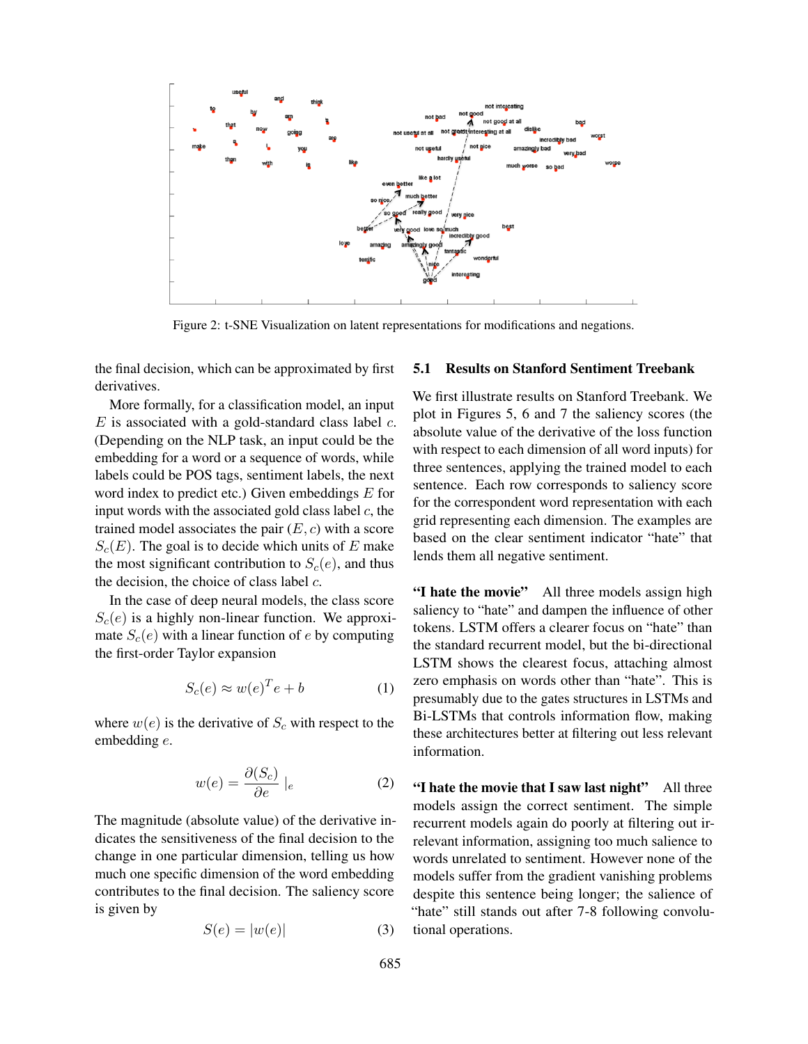Figure 2: t-SNE Visualization on latent representations for modifications and negations.

the final decision, which can be approximated by first derivatives.

More formally, for a classification model, an input $E$ is associated with a gold-standard class label $c$. (Depending on the NLP task, an input could be the embedding for a word or a sequence of words, while labels could be POS tags, sentiment labels, the next word index to predict etc.) Given embeddings $E$ for input words with the associated gold class label $c$, the trained model associates the pair $(E, c)$ with a score $S_c(E)$. The goal is to decide which units of $E$ make the most significant contribution to $S_c(e)$, and thus the decision, the choice of class label $c$.

In the case of deep neural models, the class score $S_c(e)$ is a highly non-linear function. We approximate $S_c(e)$ with a linear function of $e$ by computing the first-order Taylor expansion

$$S_c(e) \approx w(e)^T e + b \tag{1}$$

where $w(e)$ is the derivative of $S_c$ with respect to the embedding $e$.

$$w(e) = \frac{\partial(S_c)}{\partial e} \mid_e \tag{2}$$

The magnitude (absolute value) of the derivative indicates the sensitiveness of the final decision to the change in one particular dimension, telling us how much one specific dimension of the word embedding contributes to the final decision. The saliency score is given by

$$S(e) = |w(e)| \tag{3}$$

### 5.1 Results on Stanford Sentiment Treebank

We first illustrate results on Stanford Treebank. We plot in Figures 5, 6 and 7 the saliency scores (the absolute value of the derivative of the loss function with respect to each dimension of all word inputs) for three sentences, applying the trained model to each sentence. Each row corresponds to saliency score for the correspondent word representation with each grid representing each dimension. The examples are based on the clear sentiment indicator "hate" that lends them all negative sentiment.

**"I hate the movie"** All three models assign high saliency to "hate" and dampen the influence of other tokens. LSTM offers a clearer focus on "hate" than the standard recurrent model, but the bi-directional LSTM shows the clearest focus, attaching almost zero emphasis on words other than "hate". This is presumably due to the gates structures in LSTMs and Bi-LSTMs that controls information flow, making these architectures better at filtering out less relevant information.

**"I hate the movie that I saw last night"** All three models assign the correct sentiment. The simple recurrent models again do poorly at filtering out irrelevant information, assigning too much salience to words unrelated to sentiment. However none of the models suffer from the gradient vanishing problems despite this sentence being longer; the salience of "hate" still stands out after 7-8 following convolutional operations.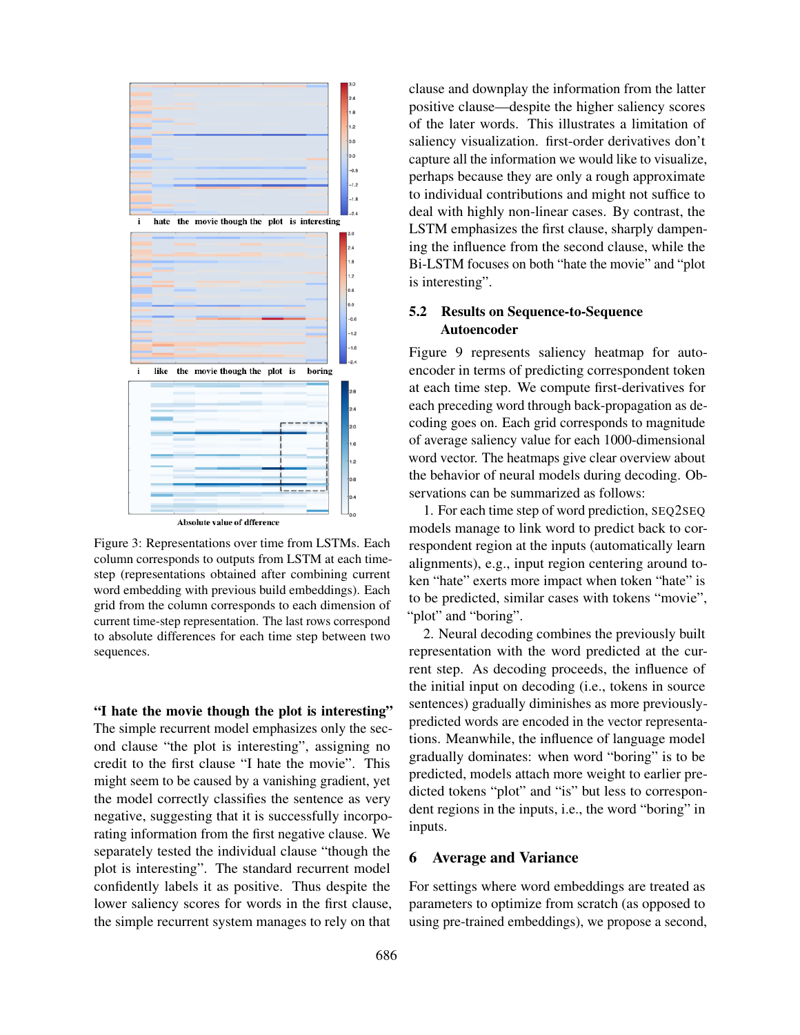Figure 3: Representations over time from LSTMs. Each column corresponds to outputs from LSTM at each time-step (representations obtained after combining current word embedding with previous build embeddings). Each grid from the column corresponds to each dimension of current time-step representation. The last rows correspond to absolute differences for each time step between two sequences.

**"I hate the movie though the plot is interesting"** The simple recurrent model emphasizes only the second clause "the plot is interesting", assigning no credit to the first clause "I hate the movie". This might seem to be caused by a vanishing gradient, yet the model correctly classifies the sentence as very negative, suggesting that it is successfully incorporating information from the first negative clause. We separately tested the individual clause "though the plot is interesting". The standard recurrent model confidently labels it as positive. Thus despite the lower saliency scores for words in the first clause, the simple recurrent system manages to rely on that clause and downplay the information from the latter positive clause—despite the higher saliency scores of the later words. This illustrates a limitation of saliency visualization. first-order derivatives don't capture all the information we would like to visualize, perhaps because they are only a rough approximate to individual contributions and might not suffice to deal with highly non-linear cases. By contrast, the LSTM emphasizes the first clause, sharply dampening the influence from the second clause, while the Bi-LSTM focuses on both "hate the movie" and "plot is interesting".

### 5.2 Results on Sequence-to-Sequence Autoencoder

Figure 9 represents saliency heatmap for auto-encoder in terms of predicting correspondent token at each time step. We compute first-derivatives for each preceding word through back-propagation as decoding goes on. Each grid corresponds to magnitude of average saliency value for each 1000-dimensional word vector. The heatmaps give clear overview about the behavior of neural models during decoding. Observations can be summarized as follows:

1. For each time step of word prediction, SEQ2SEQ models manage to link word to predict back to correspondent region at the inputs (automatically learn alignments), e.g., input region centering around token "hate" exerts more impact when token "hate" is to be predicted, similar cases with tokens "movie", "plot" and "boring".

2. Neural decoding combines the previously built representation with the word predicted at the current step. As decoding proceeds, the influence of the initial input on decoding (i.e., tokens in source sentences) gradually diminishes as more previously-predicted words are encoded in the vector representations. Meanwhile, the influence of language model gradually dominates: when word "boring" is to be predicted, models attach more weight to earlier predicted tokens "plot" and "is" but less to correspondent regions in the inputs, i.e., the word "boring" in inputs.

## 6 Average and Variance

For settings where word embeddings are treated as parameters to optimize from scratch (as opposed to using pre-trained embeddings), we propose a second,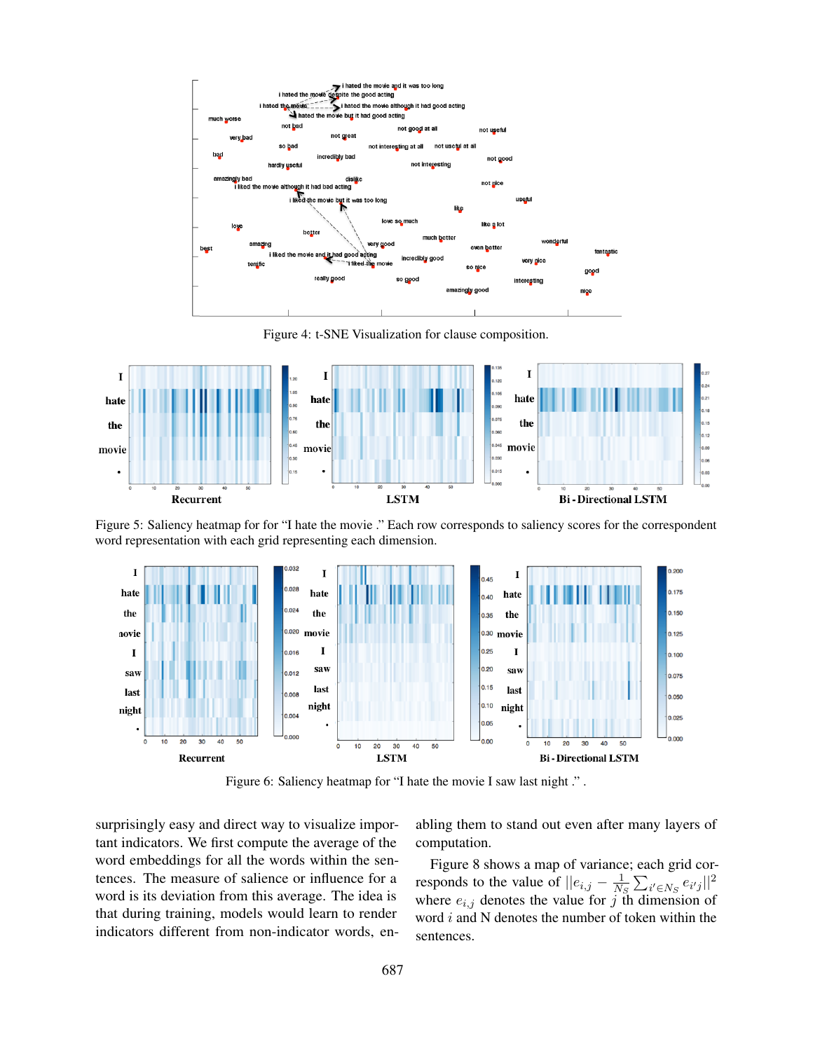Figure 4: t-SNE Visualization for clause composition.

Figure 5: Saliency heatmap for for “I hate the movie .” Each row corresponds to saliency scores for the correspondent word representation with each grid representing each dimension.

Figure 6: Saliency heatmap for “I hate the movie I saw last night .” .

surprisingly easy and direct way to visualize important indicators. We first compute the average of the word embeddings for all the words within the sentences. The measure of salience or influence for a word is its deviation from this average. The idea is that during training, models would learn to render indicators different from non-indicator words, enabling them to stand out even after many layers of computation.

Figure 8 shows a map of variance; each grid corresponds to the value of $||e_{i,j} - \frac{1}{N_S}\sum_{i' \in N_S} e_{i'j}||^2$ where $e_{i,j}$ denotes the value for $j$ th dimension of word $i$ and N denotes the number of token within the sentences.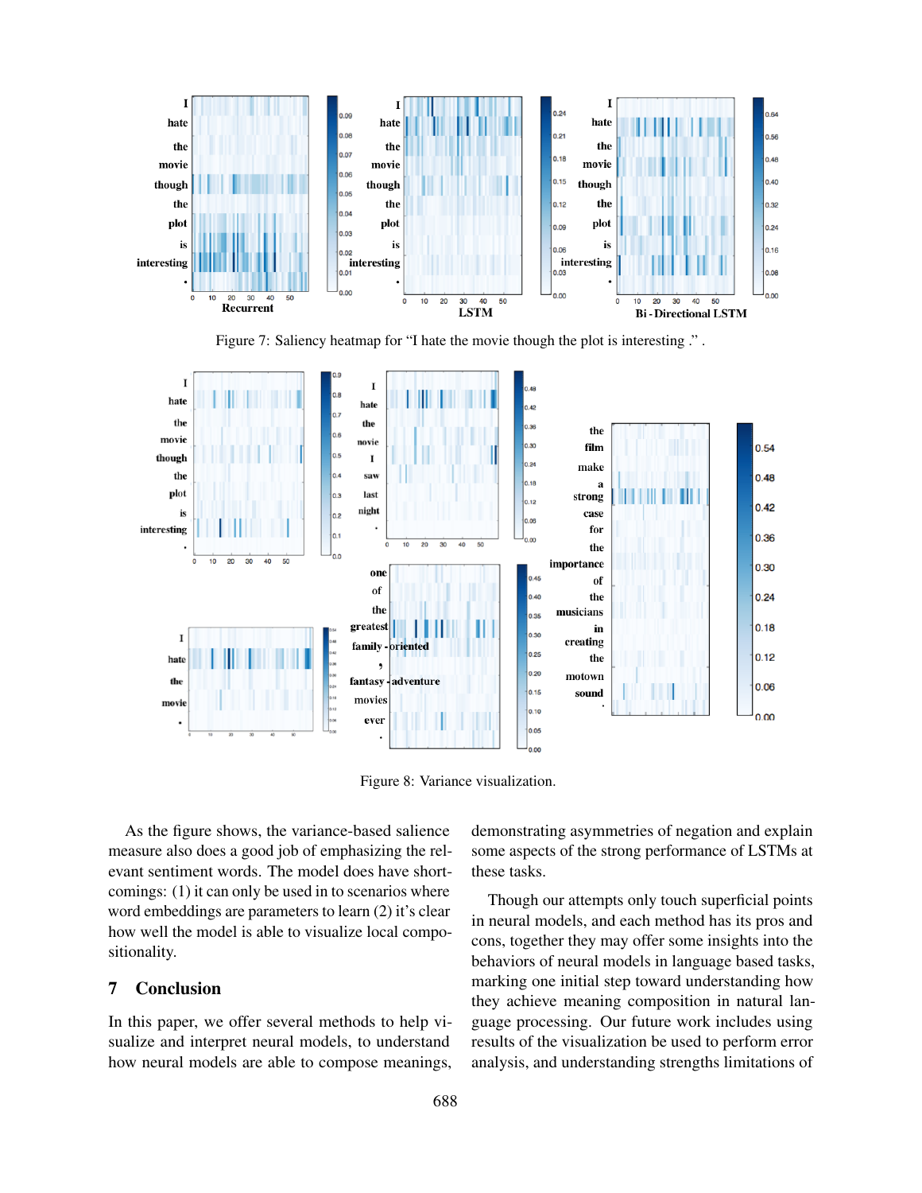Figure 7: Saliency heatmap for "I hate the movie though the plot is interesting ." .

Figure 8: Variance visualization.

As the figure shows, the variance-based salience measure also does a good job of emphasizing the relevant sentiment words. The model does have shortcomings: (1) it can only be used in to scenarios where word embeddings are parameters to learn (2) it's clear how well the model is able to visualize local compositionality.

## 7 Conclusion

In this paper, we offer several methods to help visualize and interpret neural models, to understand how neural models are able to compose meanings, demonstrating asymmetries of negation and explain some aspects of the strong performance of LSTMs at these tasks.

Though our attempts only touch superficial points in neural models, and each method has its pros and cons, together they may offer some insights into the behaviors of neural models in language based tasks, marking one initial step toward understanding how they achieve meaning composition in natural language processing. Our future work includes using results of the visualization be used to perform error analysis, and understanding strengths limitations of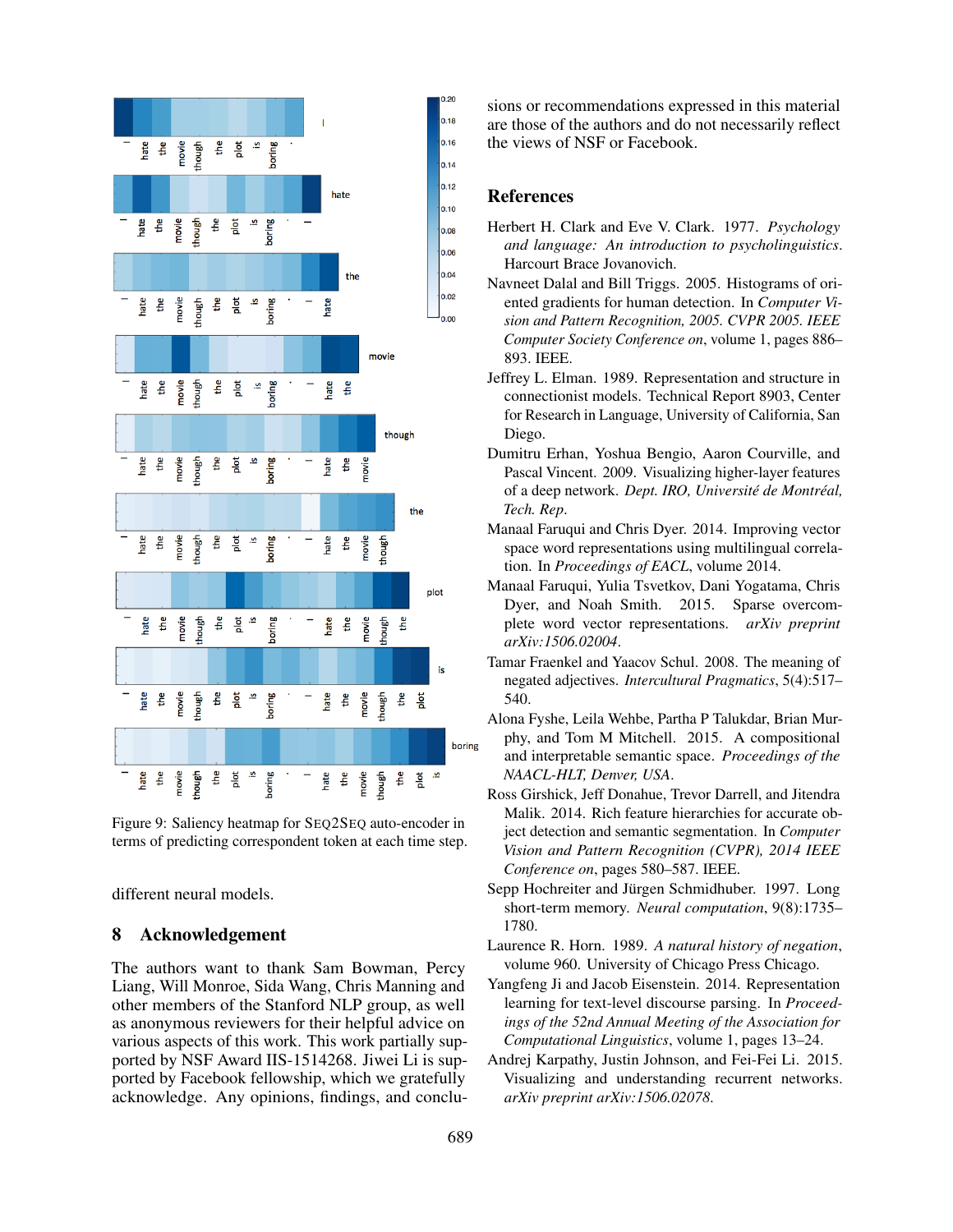Figure 9: Saliency heatmap for SEQ2SEQ auto-encoder in terms of predicting correspondent token at each time step.

different neural models.

## 8 Acknowledgement

The authors want to thank Sam Bowman, Percy Liang, Will Monroe, Sida Wang, Chris Manning and other members of the Stanford NLP group, as well as anonymous reviewers for their helpful advice on various aspects of this work. This work partially supported by NSF Award IIS-1514268. Jiwei Li is supported by Facebook fellowship, which we gratefully acknowledge. Any opinions, findings, and conclusions or recommendations expressed in this material are those of the authors and do not necessarily reflect the views of NSF or Facebook.

## References

Herbert H. Clark and Eve V. Clark. 1977. *Psychology and language: An introduction to psycholinguistics*. Harcourt Brace Jovanovich.

Navneet Dalal and Bill Triggs. 2005. Histograms of oriented gradients for human detection. In *Computer Vision and Pattern Recognition, 2005. CVPR 2005. IEEE Computer Society Conference on*, volume 1, pages 886–893. IEEE.

Jeffrey L. Elman. 1989. Representation and structure in connectionist models. Technical Report 8903, Center for Research in Language, University of California, San Diego.

Dumitru Erhan, Yoshua Bengio, Aaron Courville, and Pascal Vincent. 2009. Visualizing higher-layer features of a deep network. *Dept. IRO, Université de Montréal, Tech. Rep*.

Manaal Faruqui and Chris Dyer. 2014. Improving vector space word representations using multilingual correlation. In *Proceedings of EACL*, volume 2014.

Manaal Faruqui, Yulia Tsvetkov, Dani Yogatama, Chris Dyer, and Noah Smith. 2015. Sparse overcomplete word vector representations. *arXiv preprint arXiv:1506.02004*.

Tamar Fraenkel and Yaacov Schul. 2008. The meaning of negated adjectives. *Intercultural Pragmatics*, 5(4):517–540.

Alona Fyshe, Leila Wehbe, Partha P Talukdar, Brian Murphy, and Tom M Mitchell. 2015. A compositional and interpretable semantic space. *Proceedings of the NAACL-HLT, Denver, USA*.

Ross Girshick, Jeff Donahue, Trevor Darrell, and Jitendra Malik. 2014. Rich feature hierarchies for accurate object detection and semantic segmentation. In *Computer Vision and Pattern Recognition (CVPR), 2014 IEEE Conference on*, pages 580–587. IEEE.

Sepp Hochreiter and Jürgen Schmidhuber. 1997. Long short-term memory. *Neural computation*, 9(8):1735–1780.

Laurence R. Horn. 1989. *A natural history of negation*, volume 960. University of Chicago Press Chicago.

Yangfeng Ji and Jacob Eisenstein. 2014. Representation learning for text-level discourse parsing. In *Proceedings of the 52nd Annual Meeting of the Association for Computational Linguistics*, volume 1, pages 13–24.

Andrej Karpathy, Justin Johnson, and Fei-Fei Li. 2015. Visualizing and understanding recurrent networks. *arXiv preprint arXiv:1506.02078*.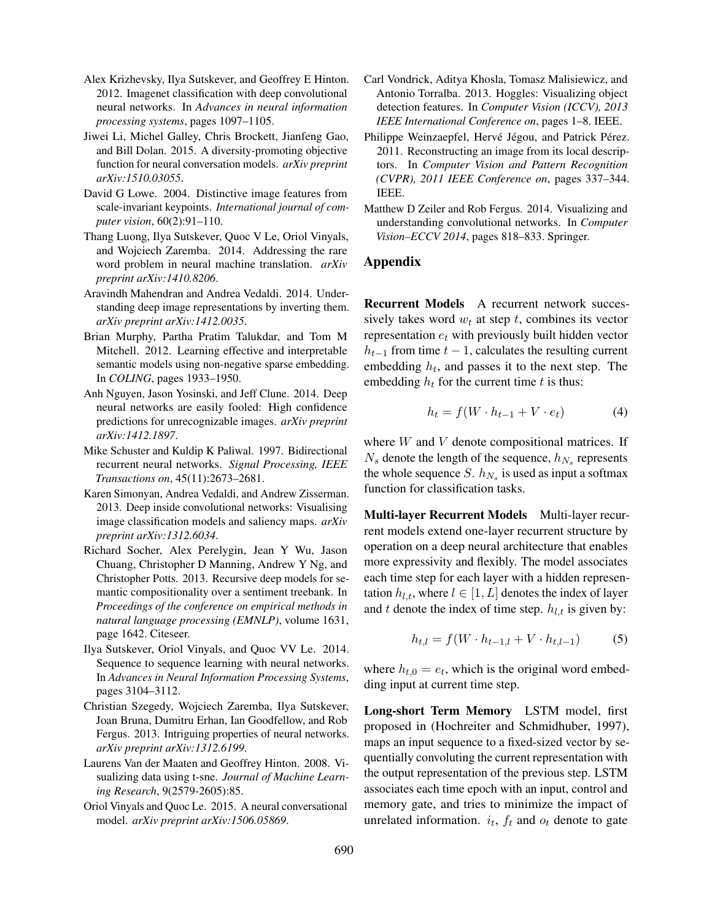Alex Krizhevsky, Ilya Sutskever, and Geoffrey E Hinton. 2012. Imagenet classification with deep convolutional neural networks. In *Advances in neural information processing systems*, pages 1097–1105.

Jiwei Li, Michel Galley, Chris Brockett, Jianfeng Gao, and Bill Dolan. 2015. A diversity-promoting objective function for neural conversation models. *arXiv preprint arXiv:1510.03055*.

David G Lowe. 2004. Distinctive image features from scale-invariant keypoints. *International journal of computer vision*, 60(2):91–110.

Thang Luong, Ilya Sutskever, Quoc V Le, Oriol Vinyals, and Wojciech Zaremba. 2014. Addressing the rare word problem in neural machine translation. *arXiv preprint arXiv:1410.8206*.

Aravindh Mahendran and Andrea Vedaldi. 2014. Understanding deep image representations by inverting them. *arXiv preprint arXiv:1412.0035*.

Brian Murphy, Partha Pratim Talukdar, and Tom M Mitchell. 2012. Learning effective and interpretable semantic models using non-negative sparse embedding. In *COLING*, pages 1933–1950.

Anh Nguyen, Jason Yosinski, and Jeff Clune. 2014. Deep neural networks are easily fooled: High confidence predictions for unrecognizable images. *arXiv preprint arXiv:1412.1897*.

Mike Schuster and Kuldip K Paliwal. 1997. Bidirectional recurrent neural networks. *Signal Processing, IEEE Transactions on*, 45(11):2673–2681.

Karen Simonyan, Andrea Vedaldi, and Andrew Zisserman. 2013. Deep inside convolutional networks: Visualising image classification models and saliency maps. *arXiv preprint arXiv:1312.6034*.

Richard Socher, Alex Perelygin, Jean Y Wu, Jason Chuang, Christopher D Manning, Andrew Y Ng, and Christopher Potts. 2013. Recursive deep models for semantic compositionality over a sentiment treebank. In *Proceedings of the conference on empirical methods in natural language processing (EMNLP)*, volume 1631, page 1642. Citeseer.

Ilya Sutskever, Oriol Vinyals, and Quoc VV Le. 2014. Sequence to sequence learning with neural networks. In *Advances in Neural Information Processing Systems*, pages 3104–3112.

Christian Szegedy, Wojciech Zaremba, Ilya Sutskever, Joan Bruna, Dumitru Erhan, Ian Goodfellow, and Rob Fergus. 2013. Intriguing properties of neural networks. *arXiv preprint arXiv:1312.6199*.

Laurens Van der Maaten and Geoffrey Hinton. 2008. Visualizing data using t-sne. *Journal of Machine Learning Research*, 9(2579-2605):85.

Oriol Vinyals and Quoc Le. 2015. A neural conversational model. *arXiv preprint arXiv:1506.05869*.

Carl Vondrick, Aditya Khosla, Tomasz Malisiewicz, and Antonio Torralba. 2013. Hoggles: Visualizing object detection features. In *Computer Vision (ICCV), 2013 IEEE International Conference on*, pages 1–8. IEEE.

Philippe Weinzaepfel, Hervé Jégou, and Patrick Pérez. 2011. Reconstructing an image from its local descriptors. In *Computer Vision and Pattern Recognition (CVPR), 2011 IEEE Conference on*, pages 337–344. IEEE.

Matthew D Zeiler and Rob Fergus. 2014. Visualizing and understanding convolutional networks. In *Computer Vision–ECCV 2014*, pages 818–833. Springer.

## Appendix

**Recurrent Models** A recurrent network successively takes word $w_t$ at step $t$, combines its vector representation $e_t$ with previously built hidden vector $h_{t-1}$ from time $t-1$, calculates the resulting current embedding $h_t$, and passes it to the next step. The embedding $h_t$ for the current time $t$ is thus:

$$h_t = f(W \cdot h_{t-1} + V \cdot e_t) \tag{4}$$

where $W$ and $V$ denote compositional matrices. If $N_s$ denote the length of the sequence, $h_{N_s}$ represents the whole sequence $S$. $h_{N_s}$ is used as input a softmax function for classification tasks.

**Multi-layer Recurrent Models** Multi-layer recurrent models extend one-layer recurrent structure by operation on a deep neural architecture that enables more expressivity and flexibly. The model associates each time step for each layer with a hidden representation $h_{l,t}$, where $l \in [1, L]$ denotes the index of layer and $t$ denote the index of time step. $h_{l,t}$ is given by:

$$h_{t,l} = f(W \cdot h_{t-1,l} + V \cdot h_{t,l-1}) \tag{5}$$

where $h_{t,0} = e_t$, which is the original word embedding input at current time step.

**Long-short Term Memory** LSTM model, first proposed in (Hochreiter and Schmidhuber, 1997), maps an input sequence to a fixed-sized vector by sequentially convoluting the current representation with the output representation of the previous step. LSTM associates each time epoch with an input, control and memory gate, and tries to minimize the impact of unrelated information. $i_t$, $f_t$ and $o_t$ denote to gate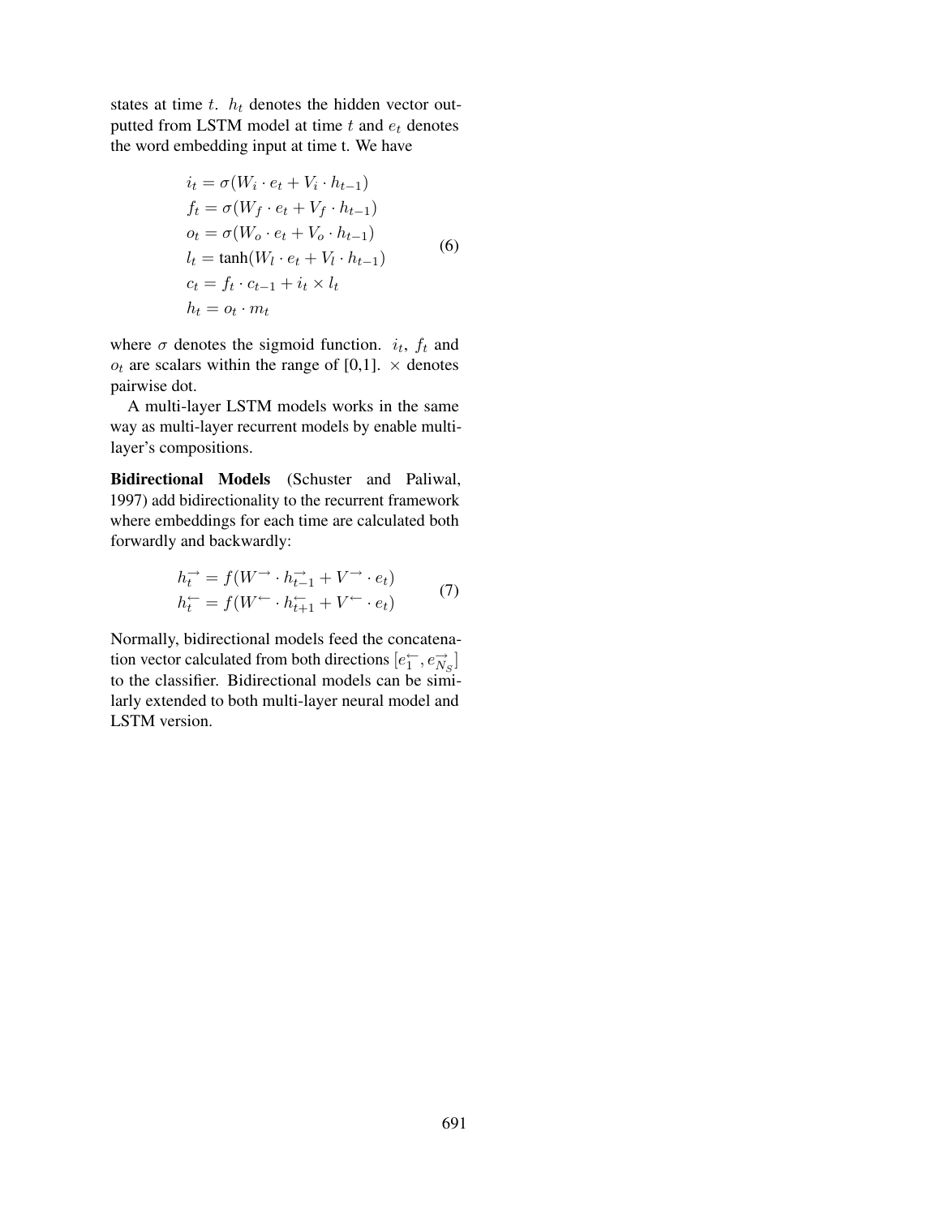states at time $t$. $h_t$ denotes the hidden vector outputted from LSTM model at time $t$ and $e_t$ denotes the word embedding input at time t. We have

$$
\begin{aligned}
i_t &= \sigma(W_i \cdot e_t + V_i \cdot h_{t-1}) \\
f_t &= \sigma(W_f \cdot e_t + V_f \cdot h_{t-1}) \\
o_t &= \sigma(W_o \cdot e_t + V_o \cdot h_{t-1}) \\
l_t &= \tanh(W_l \cdot e_t + V_l \cdot h_{t-1}) \\
c_t &= f_t \cdot c_{t-1} + i_t \times l_t \\
h_t &= o_t \cdot m_t
\end{aligned}
\tag{6}
$$

where $\sigma$ denotes the sigmoid function. $i_t$, $f_t$ and $o_t$ are scalars within the range of [0,1]. $\times$ denotes pairwise dot.

A multi-layer LSTM models works in the same way as multi-layer recurrent models by enable multi-layer's compositions.

**Bidirectional Models** (Schuster and Paliwal, 1997) add bidirectionality to the recurrent framework where embeddings for each time are calculated both forwardly and backwardly:

$$
\begin{aligned}
h_t^{\rightarrow} &= f(W^{\rightarrow} \cdot h_{t-1}^{\rightarrow} + V^{\rightarrow} \cdot e_t) \\
h_t^{\leftarrow} &= f(W^{\leftarrow} \cdot h_{t+1}^{\leftarrow} + V^{\leftarrow} \cdot e_t)
\end{aligned}
\tag{7}
$$

Normally, bidirectional models feed the concatenation vector calculated from both directions $[e_1^{\leftarrow}, e_{N_S}^{\rightarrow}]$ to the classifier. Bidirectional models can be similarly extended to both multi-layer neural model and LSTM version.